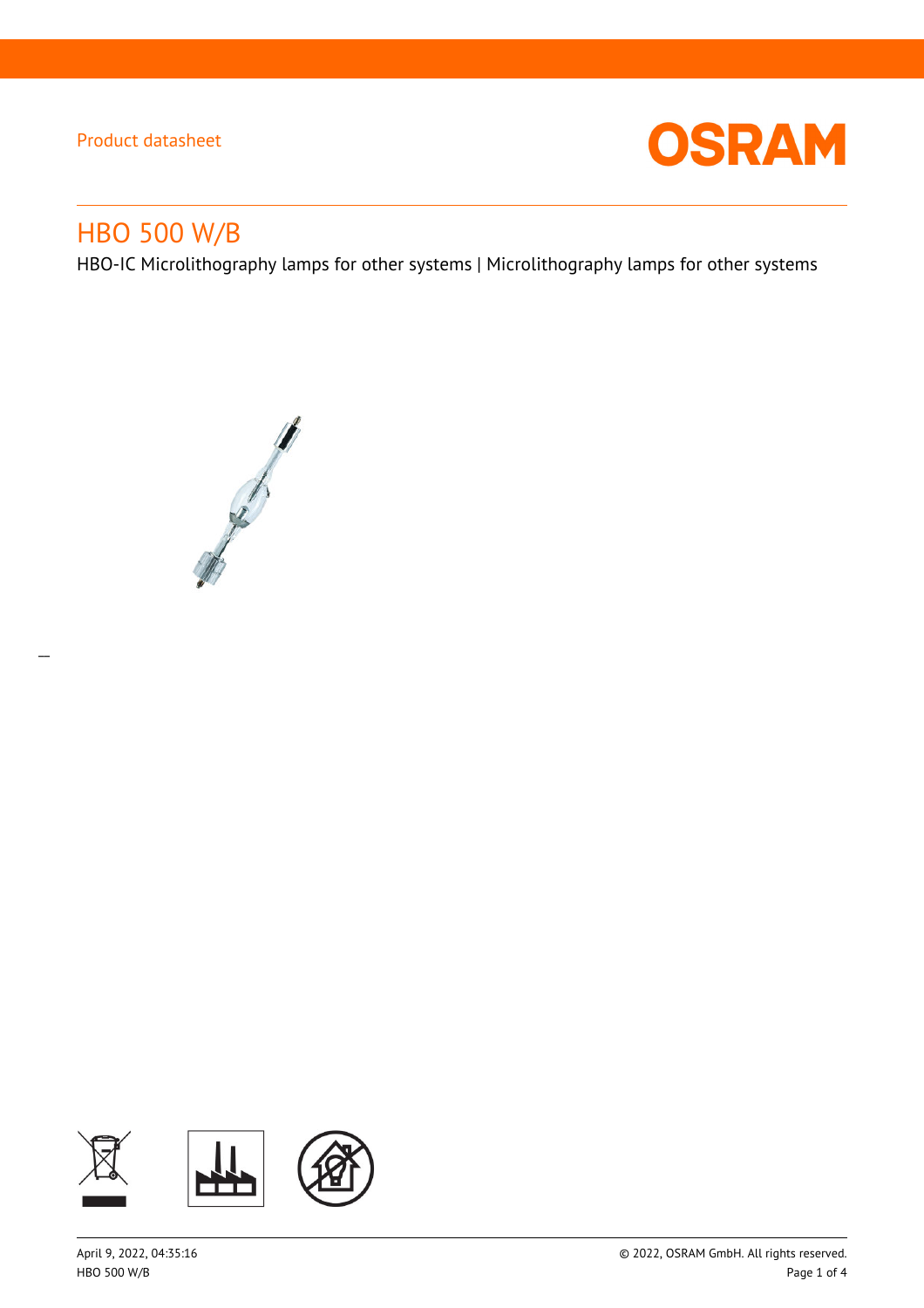Product datasheet

# HBO 500 W/B

HBO-IC Microlithography lamps for other systems | Microlithography lamps for other systems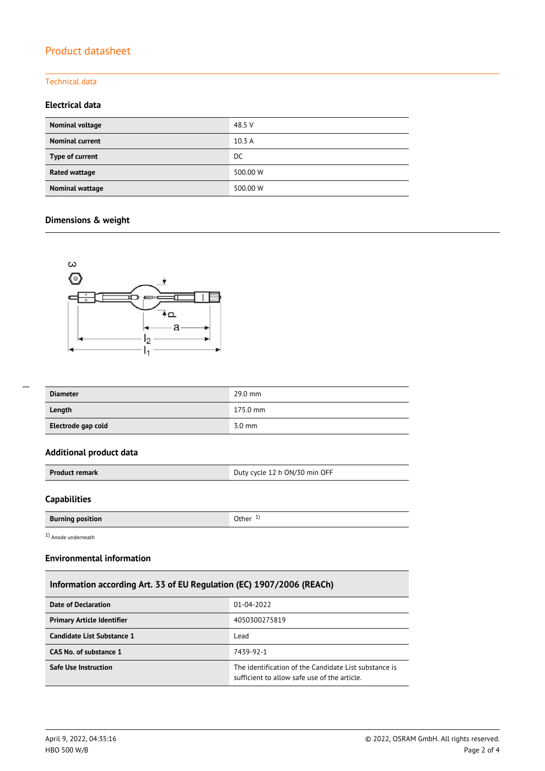# Product datasheet

## Technical data

### Electrical data

| Nominal voltage | 48.5 V |
|---|---|
| Nominal current | 10.3 A |
| Type of current | DC |
| Rated wattage | 500.00 W |
| Nominal wattage | 500.00 W |

### Dimensions & weight

| Diameter | 29.0 mm |
|---|---|
| Length | 175.0 mm |
| Electrode gap cold | 3.0 mm |

### Additional product data

| Product remark | Duty cycle 12 h ON/30 min OFF |
|---|---|

### Capabilities

| Burning position | Other [1] |
|---|---|

[1] Anode underneath

### Environmental information

| Information according Art. 33 of EU Regulation (EC) 1907/2006 (REACh) | |
|---|---|
| Date of Declaration | 01-04-2022 |
| Primary Article Identifier | 4050300275819 |
| Candidate List Substance 1 | Lead |
| CAS No. of substance 1 | 7439-92-1 |
| Safe Use Instruction | The identification of the Candidate List substance is sufficient to allow safe use of the article. |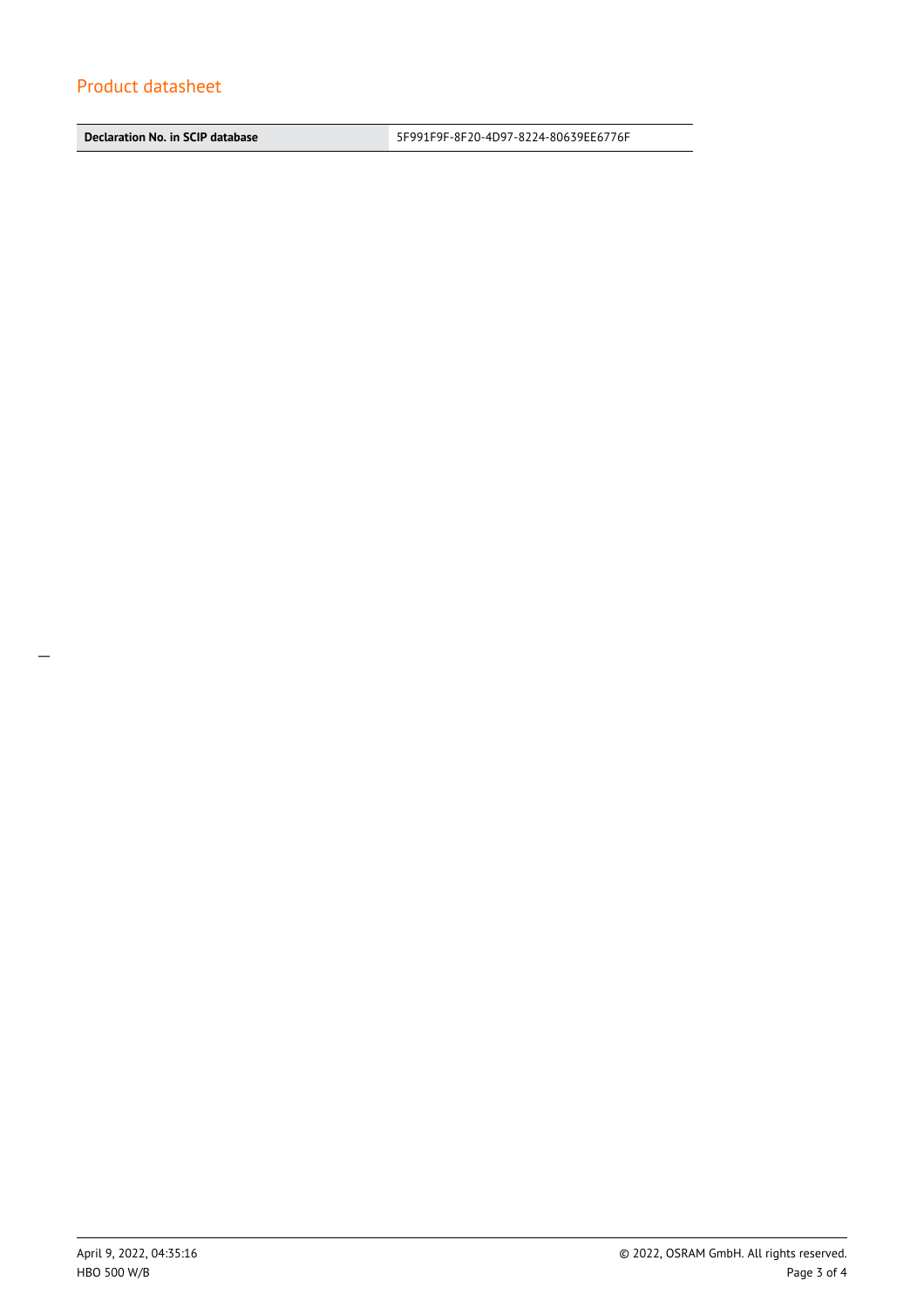| Declaration No. in SCIP database | 5F991F9F-8F20-4D97-8224-80639EE6776F |
| --- | --- |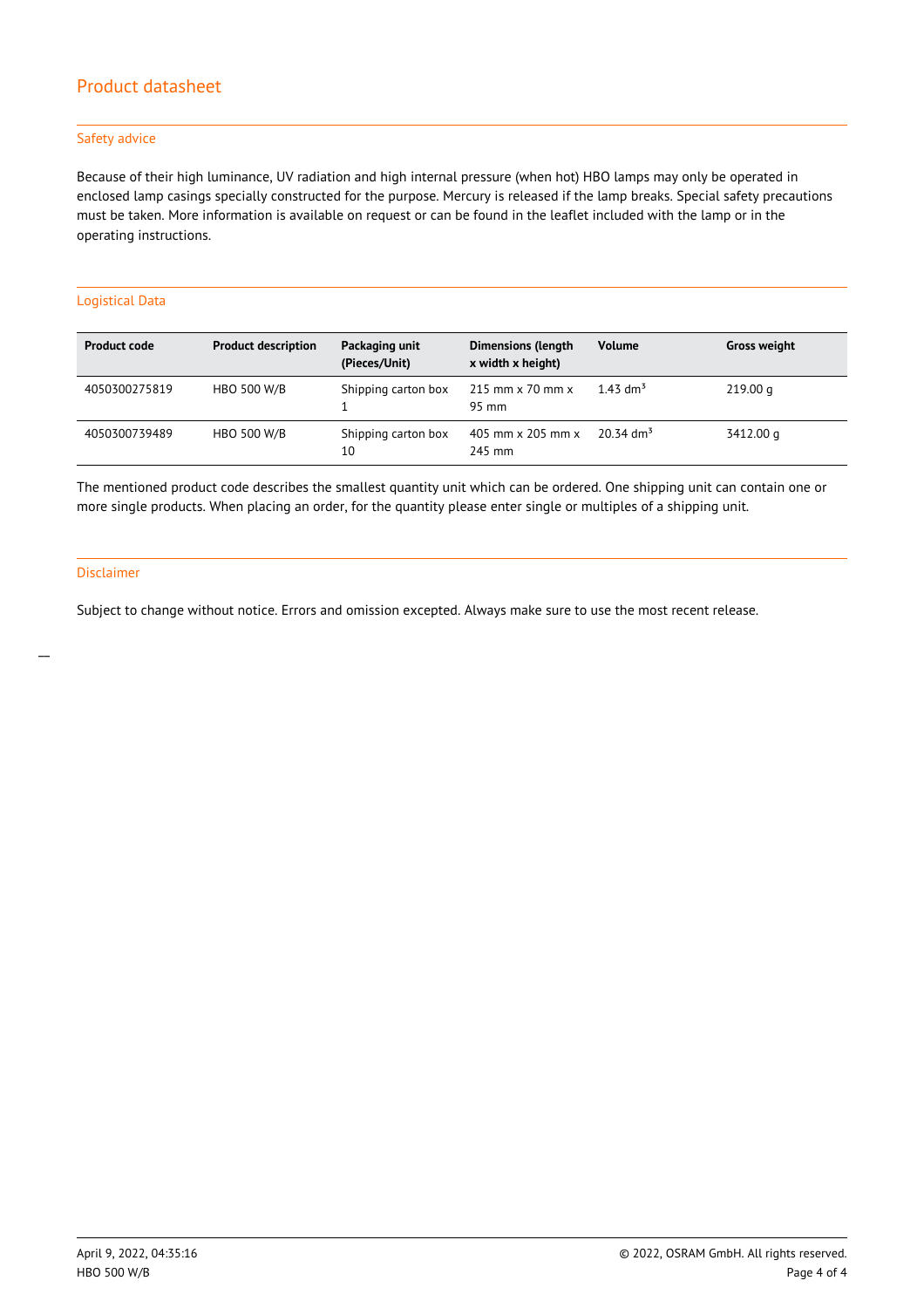## Safety advice

Because of their high luminance, UV radiation and high internal pressure (when hot) HBO lamps may only be operated in enclosed lamp casings specially constructed for the purpose. Mercury is released if the lamp breaks. Special safety precautions must be taken. More information is available on request or can be found in the leaflet included with the lamp or in the operating instructions.

## Logistical Data

| Product code | Product description | Packaging unit (Pieces/Unit) | Dimensions (length x width x height) | Volume | Gross weight |
| --- | --- | --- | --- | --- | --- |
| 4050300275819 | HBO 500 W/B | Shipping carton box 1 | 215 mm x 70 mm x 95 mm | 1.43 $dm^3$ | 219.00 g |
| 4050300739489 | HBO 500 W/B | Shipping carton box 10 | 405 mm x 205 mm x 245 mm | 20.34 $dm^3$ | 3412.00 g |

The mentioned product code describes the smallest quantity unit which can be ordered. One shipping unit can contain one or more single products. When placing an order, for the quantity please enter single or multiples of a shipping unit.

## Disclaimer

Subject to change without notice. Errors and omission excepted. Always make sure to use the most recent release.